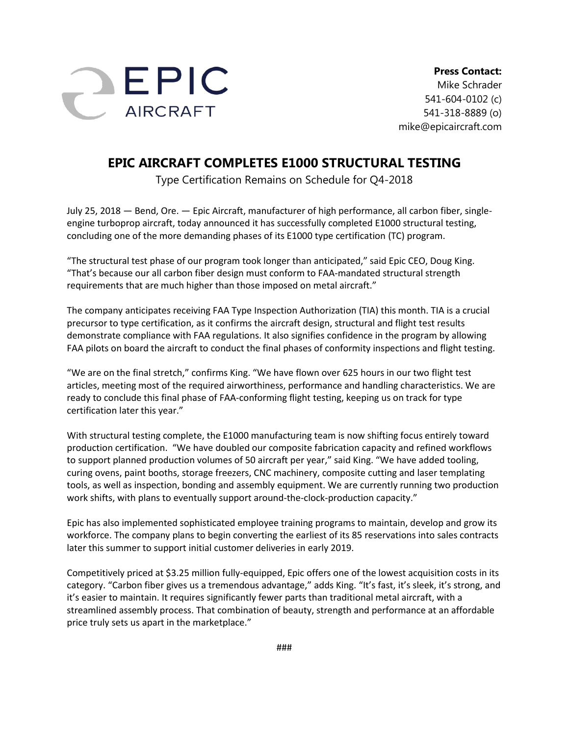EPIC AIRCRAFT

**Press Contact:**
Mike Schrader
541-604-0102 (c)
541-318-8889 (o)
mike@epicaircraft.com

# EPIC AIRCRAFT COMPLETES E1000 STRUCTURAL TESTING

Type Certification Remains on Schedule for Q4-2018

July 25, 2018 — Bend, Ore. — Epic Aircraft, manufacturer of high performance, all carbon fiber, single-engine turboprop aircraft, today announced it has successfully completed E1000 structural testing, concluding one of the more demanding phases of its E1000 type certification (TC) program.

"The structural test phase of our program took longer than anticipated," said Epic CEO, Doug King. "That's because our all carbon fiber design must conform to FAA-mandated structural strength requirements that are much higher than those imposed on metal aircraft."

The company anticipates receiving FAA Type Inspection Authorization (TIA) this month. TIA is a crucial precursor to type certification, as it confirms the aircraft design, structural and flight test results demonstrate compliance with FAA regulations. It also signifies confidence in the program by allowing FAA pilots on board the aircraft to conduct the final phases of conformity inspections and flight testing.

"We are on the final stretch," confirms King. "We have flown over 625 hours in our two flight test articles, meeting most of the required airworthiness, performance and handling characteristics. We are ready to conclude this final phase of FAA-conforming flight testing, keeping us on track for type certification later this year."

With structural testing complete, the E1000 manufacturing team is now shifting focus entirely toward production certification. "We have doubled our composite fabrication capacity and refined workflows to support planned production volumes of 50 aircraft per year," said King. "We have added tooling, curing ovens, paint booths, storage freezers, CNC machinery, composite cutting and laser templating tools, as well as inspection, bonding and assembly equipment. We are currently running two production work shifts, with plans to eventually support around-the-clock-production capacity."

Epic has also implemented sophisticated employee training programs to maintain, develop and grow its workforce. The company plans to begin converting the earliest of its 85 reservations into sales contracts later this summer to support initial customer deliveries in early 2019.

Competitively priced at $3.25 million fully-equipped, Epic offers one of the lowest acquisition costs in its category. "Carbon fiber gives us a tremendous advantage," adds King. "It's fast, it's sleek, it's strong, and it's easier to maintain. It requires significantly fewer parts than traditional metal aircraft, with a streamlined assembly process. That combination of beauty, strength and performance at an affordable price truly sets us apart in the marketplace."

###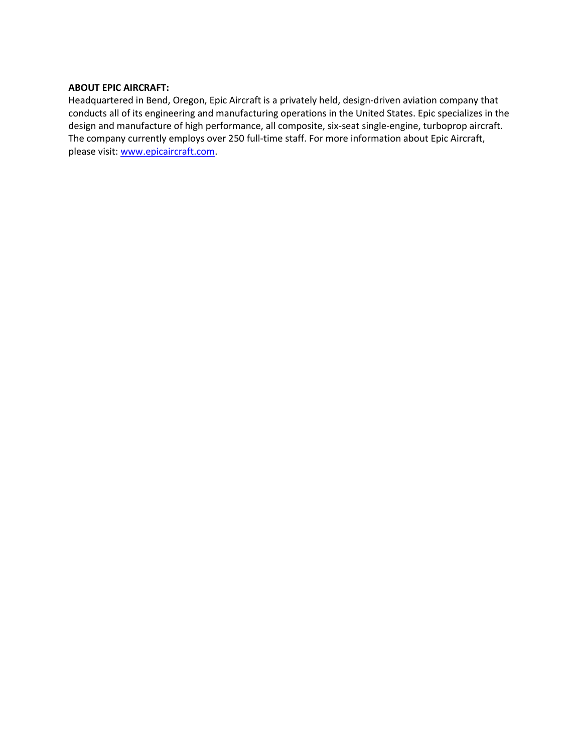**ABOUT EPIC AIRCRAFT:**
Headquartered in Bend, Oregon, Epic Aircraft is a privately held, design-driven aviation company that conducts all of its engineering and manufacturing operations in the United States. Epic specializes in the design and manufacture of high performance, all composite, six-seat single-engine, turboprop aircraft. The company currently employs over 250 full-time staff. For more information about Epic Aircraft, please visit: [www.epicaircraft.com](http://www.epicaircraft.com).